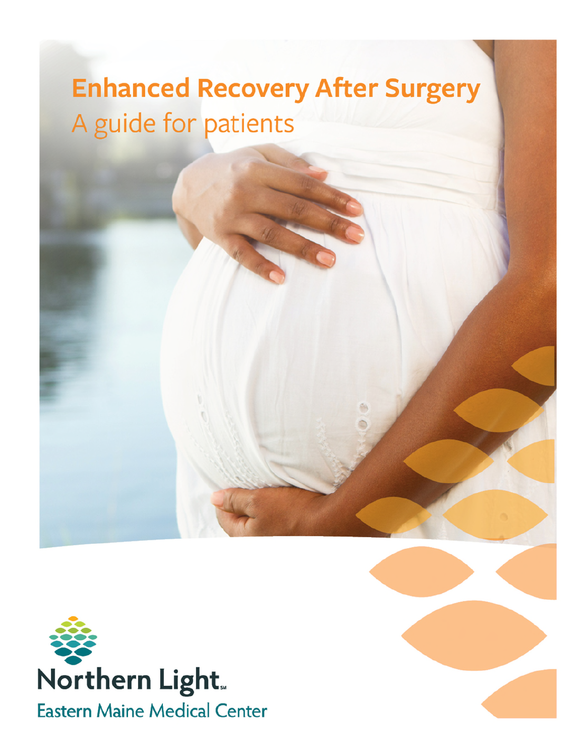# Enhanced Recovery After Surgery

## A guide for patients

Northern Light

Eastern Maine Medical Center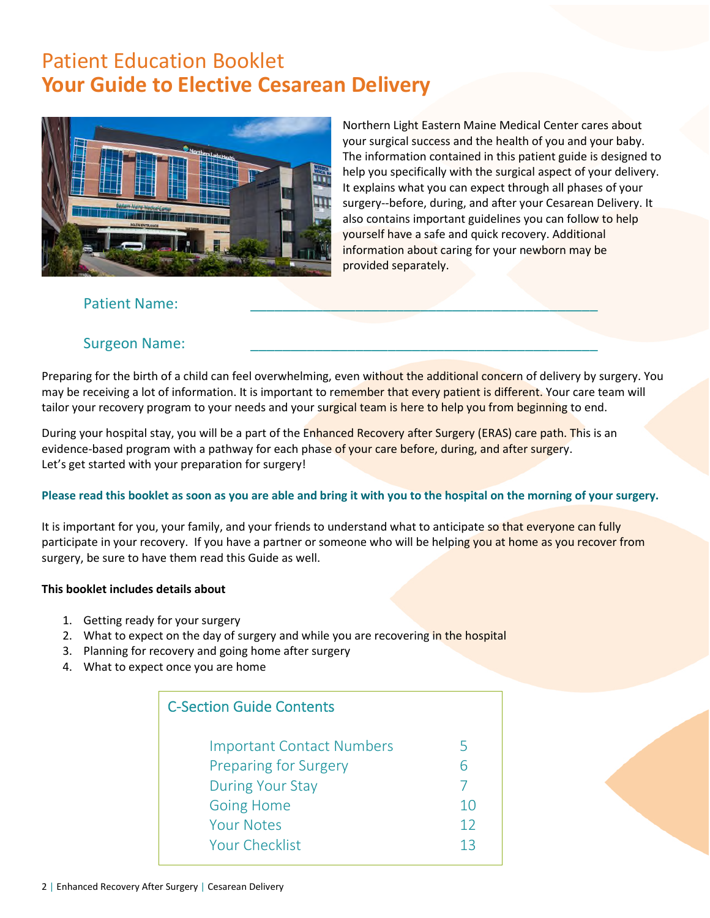# Patient Education Booklet
## Your Guide to Elective Cesarean Delivery

Northern Light Eastern Maine Medical Center cares about your surgical success and the health of you and your baby. The information contained in this patient guide is designed to help you specifically with the surgical aspect of your delivery. It explains what you can expect through all phases of your surgery--before, during, and after your Cesarean Delivery. It also contains important guidelines you can follow to help yourself have a safe and quick recovery. Additional information about caring for your newborn may be provided separately.

Patient Name: ______________________________________________

Surgeon Name: ______________________________________________

Preparing for the birth of a child can feel overwhelming, even without the additional concern of delivery by surgery. You may be receiving a lot of information. It is important to remember that every patient is different. Your care team will tailor your recovery program to your needs and your surgical team is here to help you from beginning to end.

During your hospital stay, you will be a part of the Enhanced Recovery after Surgery (ERAS) care path. This is an evidence-based program with a pathway for each phase of your care before, during, and after surgery.
Let's get started with your preparation for surgery!

**Please read this booklet as soon as you are able and bring it with you to the hospital on the morning of your surgery.**

It is important for you, your family, and your friends to understand what to anticipate so that everyone can fully participate in your recovery. If you have a partner or someone who will be helping you at home as you recover from surgery, be sure to have them read this Guide as well.

**This booklet includes details about**

1. Getting ready for your surgery
2. What to expect on the day of surgery and while you are recovering in the hospital
3. Planning for recovery and going home after surgery
4. What to expect once you are home

### C-Section Guide Contents

| | |
|---|---|
| Important Contact Numbers | 5 |
| Preparing for Surgery | 6 |
| During Your Stay | 7 |
| Going Home | 10 |
| Your Notes | 12 |
| Your Checklist | 13 |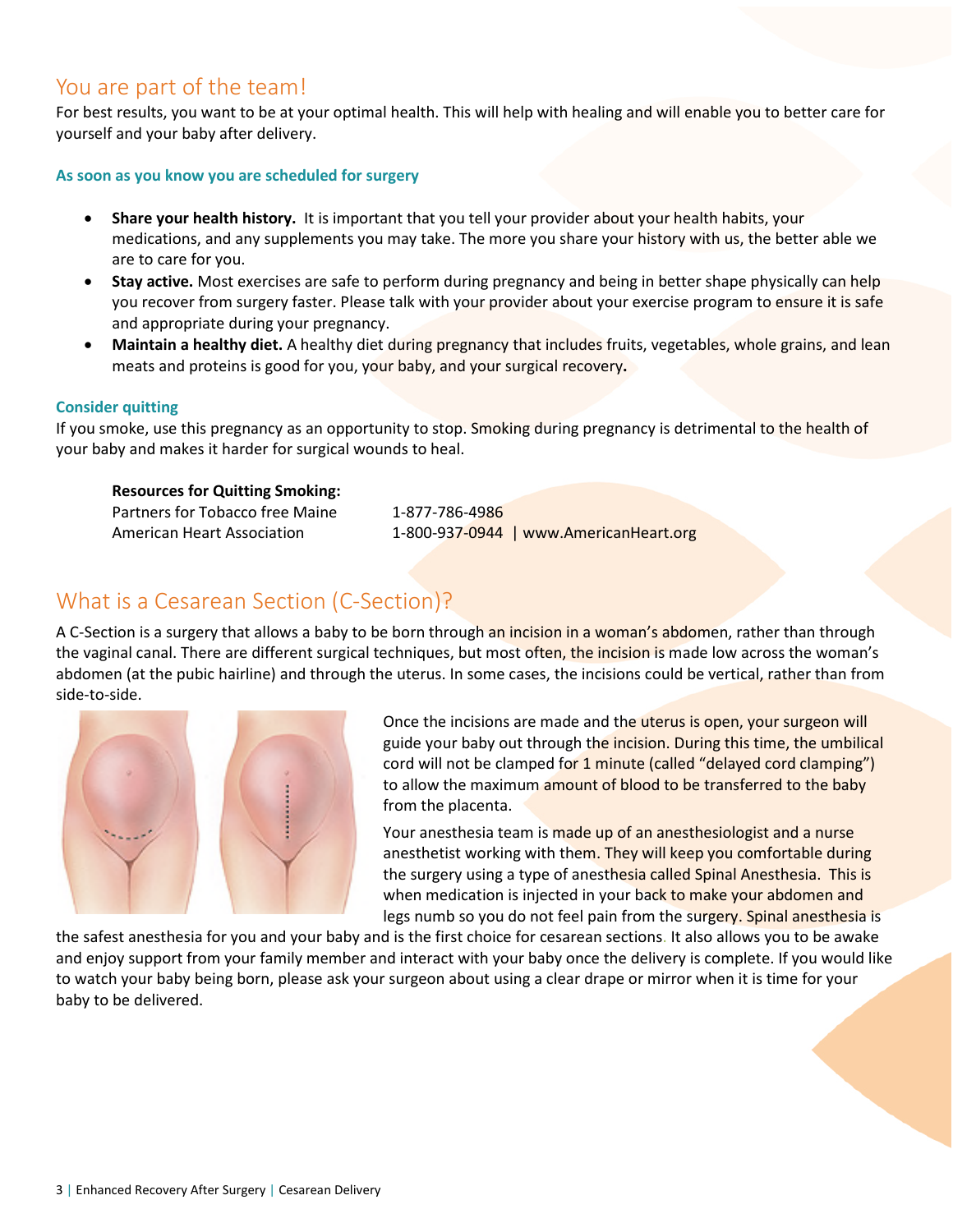## You are part of the team!

For best results, you want to be at your optimal health. This will help with healing and will enable you to better care for yourself and your baby after delivery.

### As soon as you know you are scheduled for surgery

- **Share your health history.** It is important that you tell your provider about your health habits, your medications, and any supplements you may take. The more you share your history with us, the better able we are to care for you.
- **Stay active.** Most exercises are safe to perform during pregnancy and being in better shape physically can help you recover from surgery faster. Please talk with your provider about your exercise program to ensure it is safe and appropriate during your pregnancy.
- **Maintain a healthy diet.** A healthy diet during pregnancy that includes fruits, vegetables, whole grains, and lean meats and proteins is good for you, your baby, and your surgical recovery**.**

### Consider quitting

If you smoke, use this pregnancy as an opportunity to stop. Smoking during pregnancy is detrimental to the health of your baby and makes it harder for surgical wounds to heal.

**Resources for Quitting Smoking:**

| | |
|---|---|
| Partners for Tobacco free Maine | 1-877-786-4986 |
| American Heart Association | 1-800-937-0944 \| www.AmericanHeart.org |

## What is a Cesarean Section (C-Section)?

A C-Section is a surgery that allows a baby to be born through an incision in a woman's abdomen, rather than through the vaginal canal. There are different surgical techniques, but most often, the incision is made low across the woman's abdomen (at the pubic hairline) and through the uterus. In some cases, the incisions could be vertical, rather than from side-to-side.

Once the incisions are made and the uterus is open, your surgeon will guide your baby out through the incision. During this time, the umbilical cord will not be clamped for 1 minute (called "delayed cord clamping") to allow the maximum amount of blood to be transferred to the baby from the placenta.

Your anesthesia team is made up of an anesthesiologist and a nurse anesthetist working with them. They will keep you comfortable during the surgery using a type of anesthesia called Spinal Anesthesia. This is when medication is injected in your back to make your abdomen and legs numb so you do not feel pain from the surgery. Spinal anesthesia is the safest anesthesia for you and your baby and is the first choice for cesarean sections. It also allows you to be awake and enjoy support from your family member and interact with your baby once the delivery is complete. If you would like to watch your baby being born, please ask your surgeon about using a clear drape or mirror when it is time for your baby to be delivered.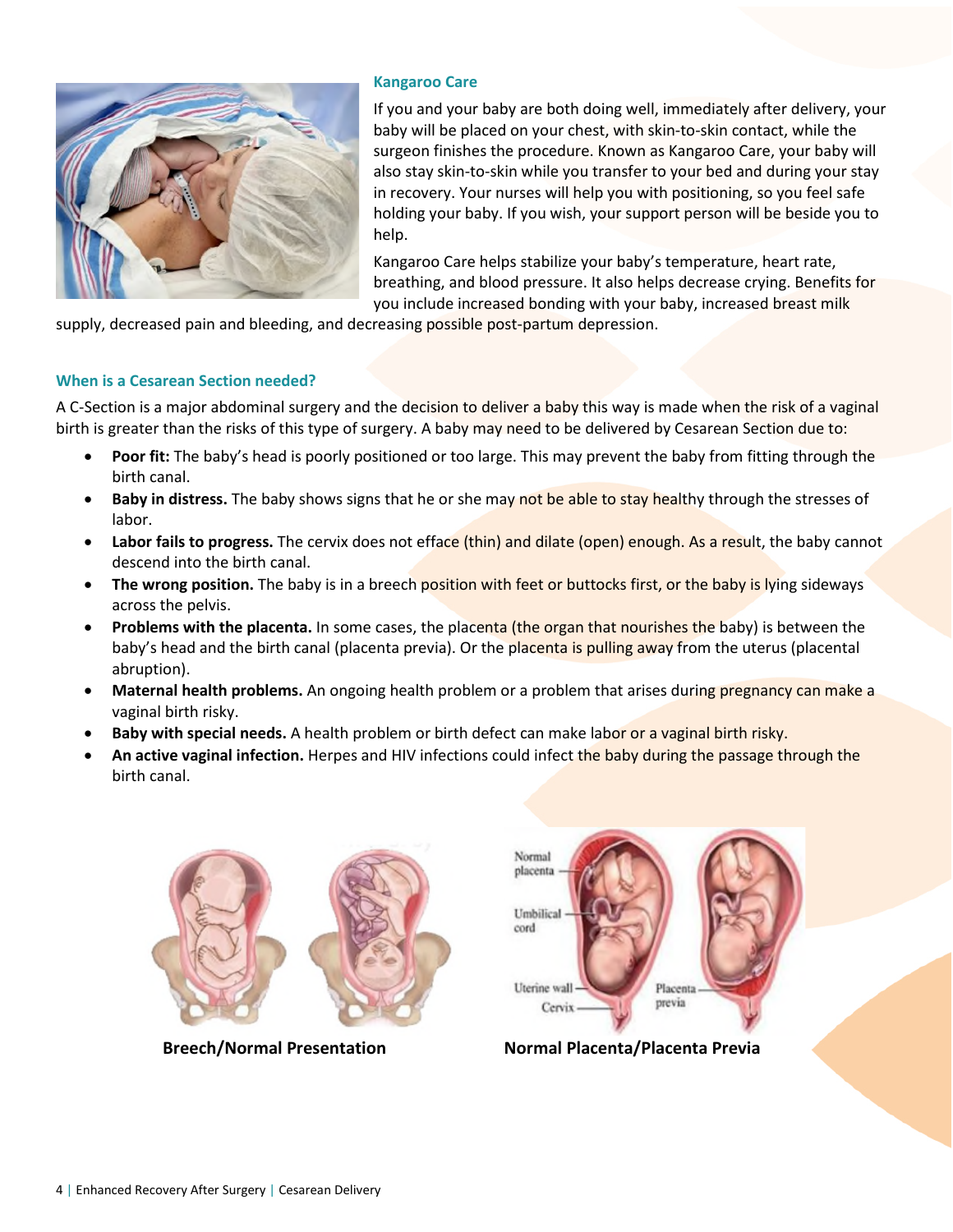### Kangaroo Care

If you and your baby are both doing well, immediately after delivery, your baby will be placed on your chest, with skin-to-skin contact, while the surgeon finishes the procedure. Known as Kangaroo Care, your baby will also stay skin-to-skin while you transfer to your bed and during your stay in recovery. Your nurses will help you with positioning, so you feel safe holding your baby. If you wish, your support person will be beside you to help.

Kangaroo Care helps stabilize your baby's temperature, heart rate, breathing, and blood pressure. It also helps decrease crying. Benefits for you include increased bonding with your baby, increased breast milk supply, decreased pain and bleeding, and decreasing possible post-partum depression.

### When is a Cesarean Section needed?

A C-Section is a major abdominal surgery and the decision to deliver a baby this way is made when the risk of a vaginal birth is greater than the risks of this type of surgery. A baby may need to be delivered by Cesarean Section due to:

- **Poor fit:** The baby's head is poorly positioned or too large. This may prevent the baby from fitting through the birth canal.
- **Baby in distress.** The baby shows signs that he or she may not be able to stay healthy through the stresses of labor.
- **Labor fails to progress.** The cervix does not efface (thin) and dilate (open) enough. As a result, the baby cannot descend into the birth canal.
- **The wrong position.** The baby is in a breech position with feet or buttocks first, or the baby is lying sideways across the pelvis.
- **Problems with the placenta.** In some cases, the placenta (the organ that nourishes the baby) is between the baby's head and the birth canal (placenta previa). Or the placenta is pulling away from the uterus (placental abruption).
- **Maternal health problems.** An ongoing health problem or a problem that arises during pregnancy can make a vaginal birth risky.
- **Baby with special needs.** A health problem or birth defect can make labor or a vaginal birth risky.
- **An active vaginal infection.** Herpes and HIV infections could infect the baby during the passage through the birth canal.

**Breech/Normal Presentation**

**Normal Placenta/Placenta Previa**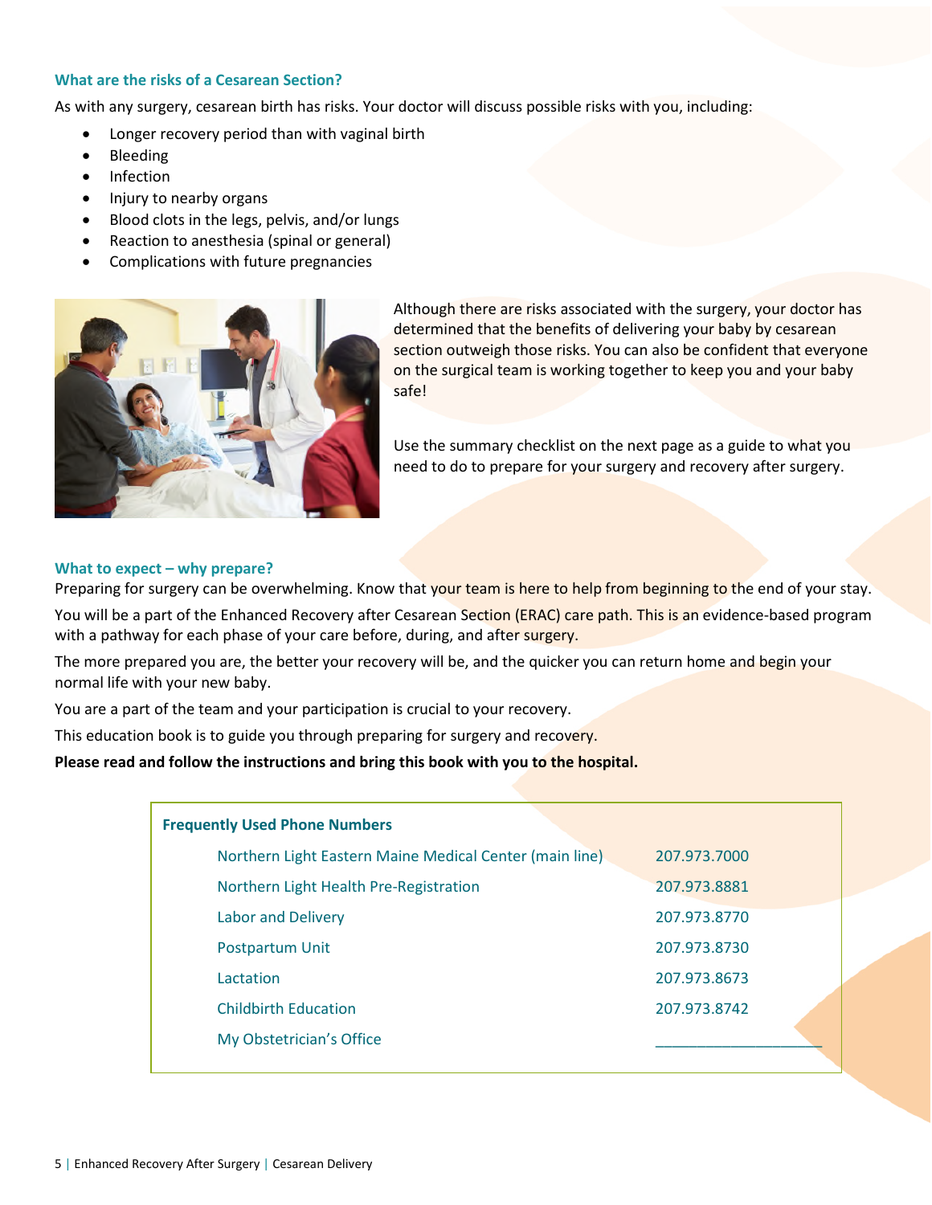### What are the risks of a Cesarean Section?

As with any surgery, cesarean birth has risks. Your doctor will discuss possible risks with you, including:

- Longer recovery period than with vaginal birth
- Bleeding
- Infection
- Injury to nearby organs
- Blood clots in the legs, pelvis, and/or lungs
- Reaction to anesthesia (spinal or general)
- Complications with future pregnancies

Although there are risks associated with the surgery, your doctor has determined that the benefits of delivering your baby by cesarean section outweigh those risks. You can also be confident that everyone on the surgical team is working together to keep you and your baby safe!

Use the summary checklist on the next page as a guide to what you need to do to prepare for your surgery and recovery after surgery.

### What to expect – why prepare?

Preparing for surgery can be overwhelming. Know that your team is here to help from beginning to the end of your stay.

You will be a part of the Enhanced Recovery after Cesarean Section (ERAC) care path. This is an evidence-based program with a pathway for each phase of your care before, during, and after surgery.

The more prepared you are, the better your recovery will be, and the quicker you can return home and begin your normal life with your new baby.

You are a part of the team and your participation is crucial to your recovery.

This education book is to guide you through preparing for surgery and recovery.

**Please read and follow the instructions and bring this book with you to the hospital.**

| Frequently Used Phone Numbers | |
|---|---|
| Northern Light Eastern Maine Medical Center (main line) | 207.973.7000 |
| Northern Light Health Pre-Registration | 207.973.8881 |
| Labor and Delivery | 207.973.8770 |
| Postpartum Unit | 207.973.8730 |
| Lactation | 207.973.8673 |
| Childbirth Education | 207.973.8742 |
| My Obstetrician's Office | ____________________ |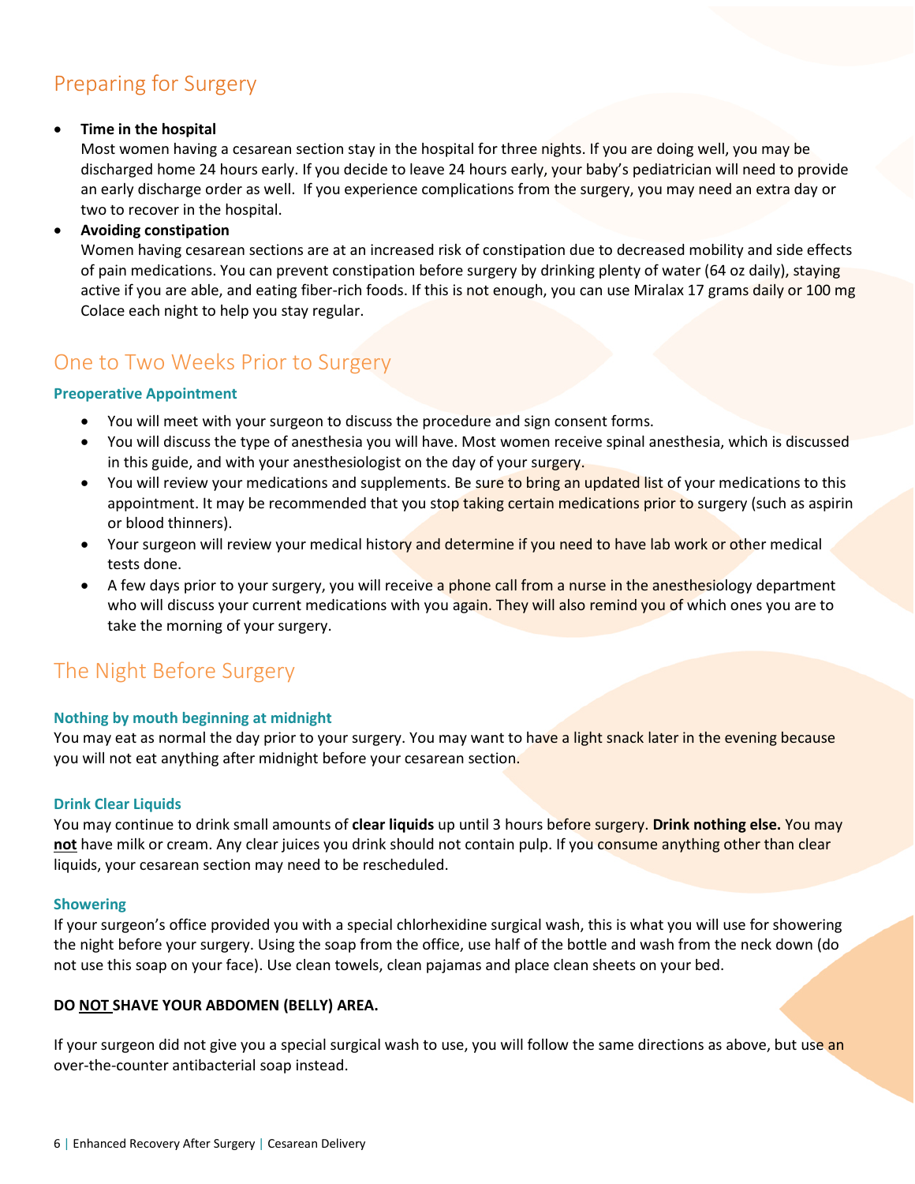## Preparing for Surgery

- **Time in the hospital**
  Most women having a cesarean section stay in the hospital for three nights. If you are doing well, you may be discharged home 24 hours early. If you decide to leave 24 hours early, your baby's pediatrician will need to provide an early discharge order as well. If you experience complications from the surgery, you may need an extra day or two to recover in the hospital.
- **Avoiding constipation**
  Women having cesarean sections are at an increased risk of constipation due to decreased mobility and side effects of pain medications. You can prevent constipation before surgery by drinking plenty of water (64 oz daily), staying active if you are able, and eating fiber-rich foods. If this is not enough, you can use Miralax 17 grams daily or 100 mg Colace each night to help you stay regular.

## One to Two Weeks Prior to Surgery

### Preoperative Appointment

- You will meet with your surgeon to discuss the procedure and sign consent forms.
- You will discuss the type of anesthesia you will have. Most women receive spinal anesthesia, which is discussed in this guide, and with your anesthesiologist on the day of your surgery.
- You will review your medications and supplements. Be sure to bring an updated list of your medications to this appointment. It may be recommended that you stop taking certain medications prior to surgery (such as aspirin or blood thinners).
- Your surgeon will review your medical history and determine if you need to have lab work or other medical tests done.
- A few days prior to your surgery, you will receive a phone call from a nurse in the anesthesiology department who will discuss your current medications with you again. They will also remind you of which ones you are to take the morning of your surgery.

## The Night Before Surgery

### Nothing by mouth beginning at midnight

You may eat as normal the day prior to your surgery. You may want to have a light snack later in the evening because you will not eat anything after midnight before your cesarean section.

### Drink Clear Liquids

You may continue to drink small amounts of **clear liquids** up until 3 hours before surgery. **Drink nothing else.** You may **not** have milk or cream. Any clear juices you drink should not contain pulp. If you consume anything other than clear liquids, your cesarean section may need to be rescheduled.

### Showering

If your surgeon's office provided you with a special chlorhexidine surgical wash, this is what you will use for showering the night before your surgery. Using the soap from the office, use half of the bottle and wash from the neck down (do not use this soap on your face). Use clean towels, clean pajamas and place clean sheets on your bed.

**DO NOT SHAVE YOUR ABDOMEN (BELLY) AREA.**

If your surgeon did not give you a special surgical wash to use, you will follow the same directions as above, but use an over-the-counter antibacterial soap instead.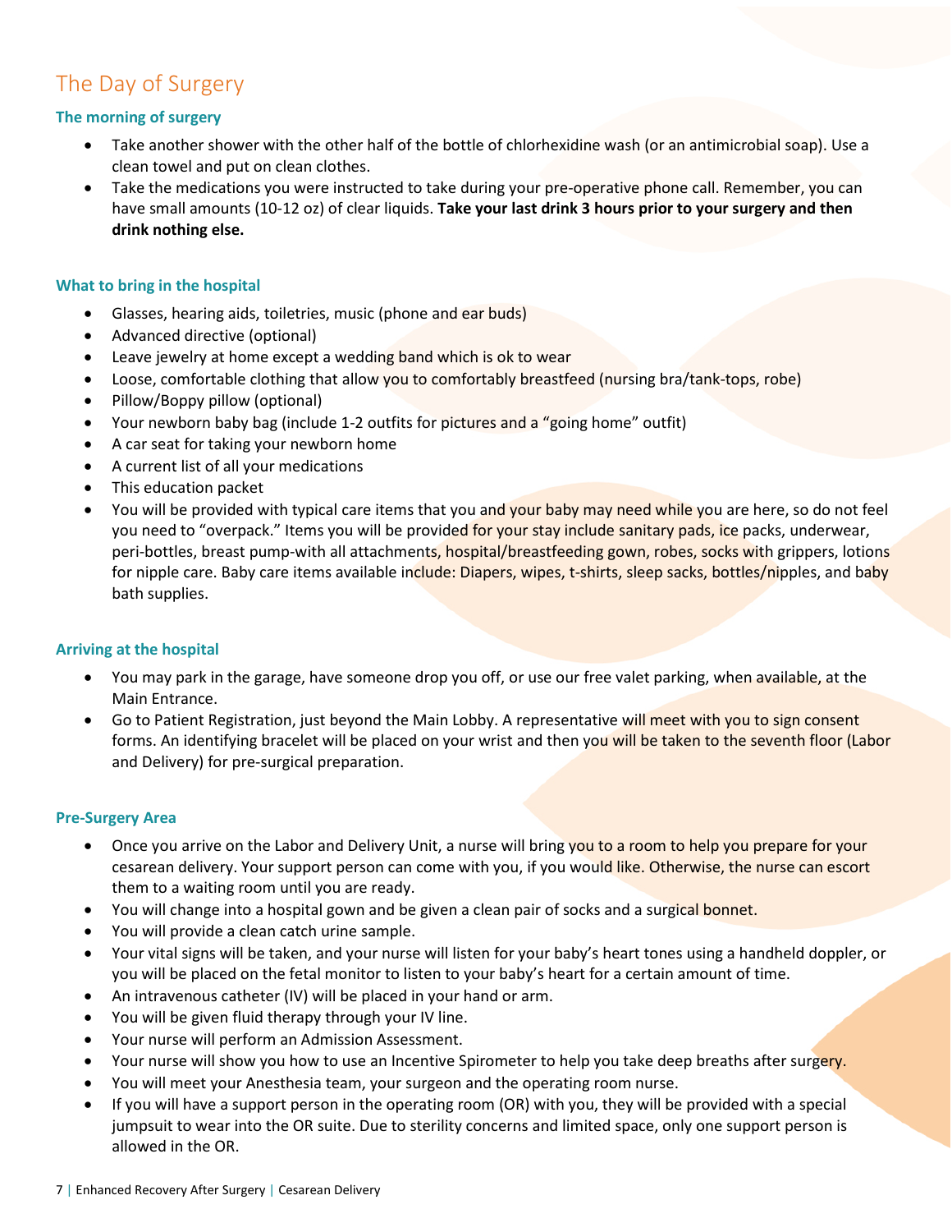# The Day of Surgery

### The morning of surgery

- Take another shower with the other half of the bottle of chlorhexidine wash (or an antimicrobial soap). Use a clean towel and put on clean clothes.
- Take the medications you were instructed to take during your pre-operative phone call. Remember, you can have small amounts (10-12 oz) of clear liquids. **Take your last drink 3 hours prior to your surgery and then drink nothing else.**

### What to bring in the hospital

- Glasses, hearing aids, toiletries, music (phone and ear buds)
- Advanced directive (optional)
- Leave jewelry at home except a wedding band which is ok to wear
- Loose, comfortable clothing that allow you to comfortably breastfeed (nursing bra/tank-tops, robe)
- Pillow/Boppy pillow (optional)
- Your newborn baby bag (include 1-2 outfits for pictures and a "going home" outfit)
- A car seat for taking your newborn home
- A current list of all your medications
- This education packet
- You will be provided with typical care items that you and your baby may need while you are here, so do not feel you need to "overpack." Items you will be provided for your stay include sanitary pads, ice packs, underwear, peri-bottles, breast pump-with all attachments, hospital/breastfeeding gown, robes, socks with grippers, lotions for nipple care. Baby care items available include: Diapers, wipes, t-shirts, sleep sacks, bottles/nipples, and baby bath supplies.

### Arriving at the hospital

- You may park in the garage, have someone drop you off, or use our free valet parking, when available, at the Main Entrance.
- Go to Patient Registration, just beyond the Main Lobby. A representative will meet with you to sign consent forms. An identifying bracelet will be placed on your wrist and then you will be taken to the seventh floor (Labor and Delivery) for pre-surgical preparation.

### Pre-Surgery Area

- Once you arrive on the Labor and Delivery Unit, a nurse will bring you to a room to help you prepare for your cesarean delivery. Your support person can come with you, if you would like. Otherwise, the nurse can escort them to a waiting room until you are ready.
- You will change into a hospital gown and be given a clean pair of socks and a surgical bonnet.
- You will provide a clean catch urine sample.
- Your vital signs will be taken, and your nurse will listen for your baby's heart tones using a handheld doppler, or you will be placed on the fetal monitor to listen to your baby's heart for a certain amount of time.
- An intravenous catheter (IV) will be placed in your hand or arm.
- You will be given fluid therapy through your IV line.
- Your nurse will perform an Admission Assessment.
- Your nurse will show you how to use an Incentive Spirometer to help you take deep breaths after surgery.
- You will meet your Anesthesia team, your surgeon and the operating room nurse.
- If you will have a support person in the operating room (OR) with you, they will be provided with a special jumpsuit to wear into the OR suite. Due to sterility concerns and limited space, only one support person is allowed in the OR.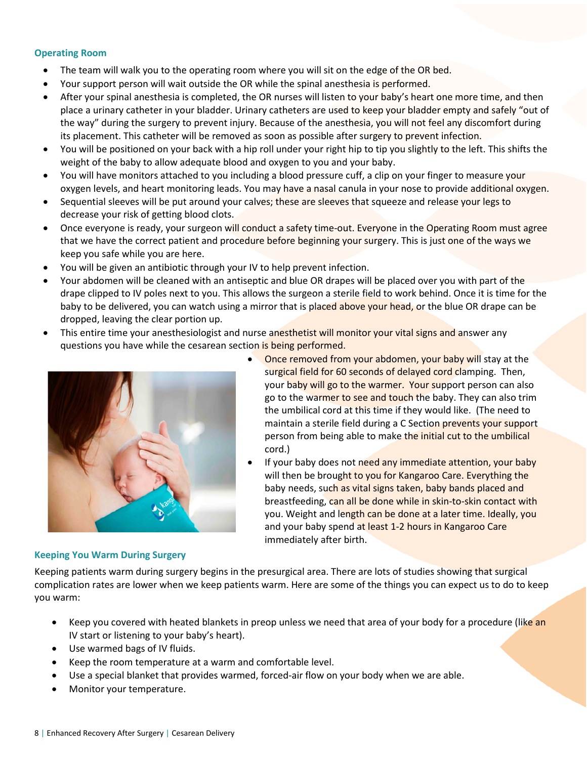### Operating Room

- The team will walk you to the operating room where you will sit on the edge of the OR bed.
- Your support person will wait outside the OR while the spinal anesthesia is performed.
- After your spinal anesthesia is completed, the OR nurses will listen to your baby's heart one more time, and then place a urinary catheter in your bladder. Urinary catheters are used to keep your bladder empty and safely "out of the way" during the surgery to prevent injury. Because of the anesthesia, you will not feel any discomfort during its placement. This catheter will be removed as soon as possible after surgery to prevent infection.
- You will be positioned on your back with a hip roll under your right hip to tip you slightly to the left. This shifts the weight of the baby to allow adequate blood and oxygen to you and your baby.
- You will have monitors attached to you including a blood pressure cuff, a clip on your finger to measure your oxygen levels, and heart monitoring leads. You may have a nasal canula in your nose to provide additional oxygen.
- Sequential sleeves will be put around your calves; these are sleeves that squeeze and release your legs to decrease your risk of getting blood clots.
- Once everyone is ready, your surgeon will conduct a safety time-out. Everyone in the Operating Room must agree that we have the correct patient and procedure before beginning your surgery. This is just one of the ways we keep you safe while you are here.
- You will be given an antibiotic through your IV to help prevent infection.
- Your abdomen will be cleaned with an antiseptic and blue OR drapes will be placed over you with part of the drape clipped to IV poles next to you. This allows the surgeon a sterile field to work behind. Once it is time for the baby to be delivered, you can watch using a mirror that is placed above your head, or the blue OR drape can be dropped, leaving the clear portion up.
- This entire time your anesthesiologist and nurse anesthetist will monitor your vital signs and answer any questions you have while the cesarean section is being performed.
- Once removed from your abdomen, your baby will stay at the surgical field for 60 seconds of delayed cord clamping. Then, your baby will go to the warmer. Your support person can also go to the warmer to see and touch the baby. They can also trim the umbilical cord at this time if they would like. (The need to maintain a sterile field during a C Section prevents your support person from being able to make the initial cut to the umbilical cord.)
- If your baby does not need any immediate attention, your baby will then be brought to you for Kangaroo Care. Everything the baby needs, such as vital signs taken, baby bands placed and breastfeeding, can all be done while in skin-to-skin contact with you. Weight and length can be done at a later time. Ideally, you and your baby spend at least 1-2 hours in Kangaroo Care immediately after birth.

### Keeping You Warm During Surgery

Keeping patients warm during surgery begins in the presurgical area. There are lots of studies showing that surgical complication rates are lower when we keep patients warm. Here are some of the things you can expect us to do to keep you warm:

- Keep you covered with heated blankets in preop unless we need that area of your body for a procedure (like an IV start or listening to your baby's heart).
- Use warmed bags of IV fluids.
- Keep the room temperature at a warm and comfortable level.
- Use a special blanket that provides warmed, forced-air flow on your body when we are able.
- Monitor your temperature.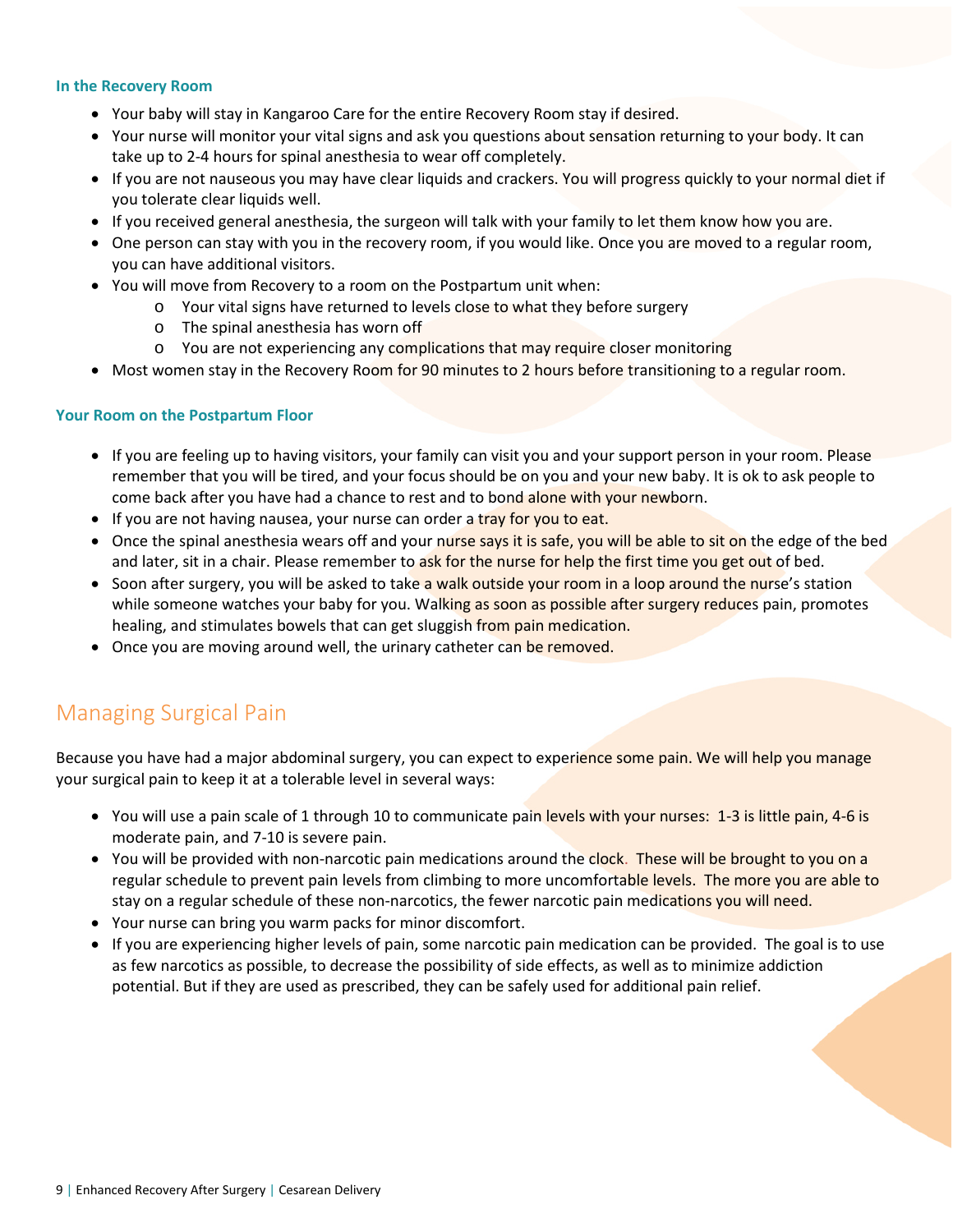### In the Recovery Room

- Your baby will stay in Kangaroo Care for the entire Recovery Room stay if desired.
- Your nurse will monitor your vital signs and ask you questions about sensation returning to your body. It can take up to 2-4 hours for spinal anesthesia to wear off completely.
- If you are not nauseous you may have clear liquids and crackers. You will progress quickly to your normal diet if you tolerate clear liquids well.
- If you received general anesthesia, the surgeon will talk with your family to let them know how you are.
- One person can stay with you in the recovery room, if you would like. Once you are moved to a regular room, you can have additional visitors.
- You will move from Recovery to a room on the Postpartum unit when:
  - Your vital signs have returned to levels close to what they before surgery
  - The spinal anesthesia has worn off
  - You are not experiencing any complications that may require closer monitoring
- Most women stay in the Recovery Room for 90 minutes to 2 hours before transitioning to a regular room.

### Your Room on the Postpartum Floor

- If you are feeling up to having visitors, your family can visit you and your support person in your room. Please remember that you will be tired, and your focus should be on you and your new baby. It is ok to ask people to come back after you have had a chance to rest and to bond alone with your newborn.
- If you are not having nausea, your nurse can order a tray for you to eat.
- Once the spinal anesthesia wears off and your nurse says it is safe, you will be able to sit on the edge of the bed and later, sit in a chair. Please remember to ask for the nurse for help the first time you get out of bed.
- Soon after surgery, you will be asked to take a walk outside your room in a loop around the nurse's station while someone watches your baby for you. Walking as soon as possible after surgery reduces pain, promotes healing, and stimulates bowels that can get sluggish from pain medication.
- Once you are moving around well, the urinary catheter can be removed.

## Managing Surgical Pain

Because you have had a major abdominal surgery, you can expect to experience some pain. We will help you manage your surgical pain to keep it at a tolerable level in several ways:

- You will use a pain scale of 1 through 10 to communicate pain levels with your nurses: 1-3 is little pain, 4-6 is moderate pain, and 7-10 is severe pain.
- You will be provided with non-narcotic pain medications around the clock. These will be brought to you on a regular schedule to prevent pain levels from climbing to more uncomfortable levels. The more you are able to stay on a regular schedule of these non-narcotics, the fewer narcotic pain medications you will need.
- Your nurse can bring you warm packs for minor discomfort.
- If you are experiencing higher levels of pain, some narcotic pain medication can be provided. The goal is to use as few narcotics as possible, to decrease the possibility of side effects, as well as to minimize addiction potential. But if they are used as prescribed, they can be safely used for additional pain relief.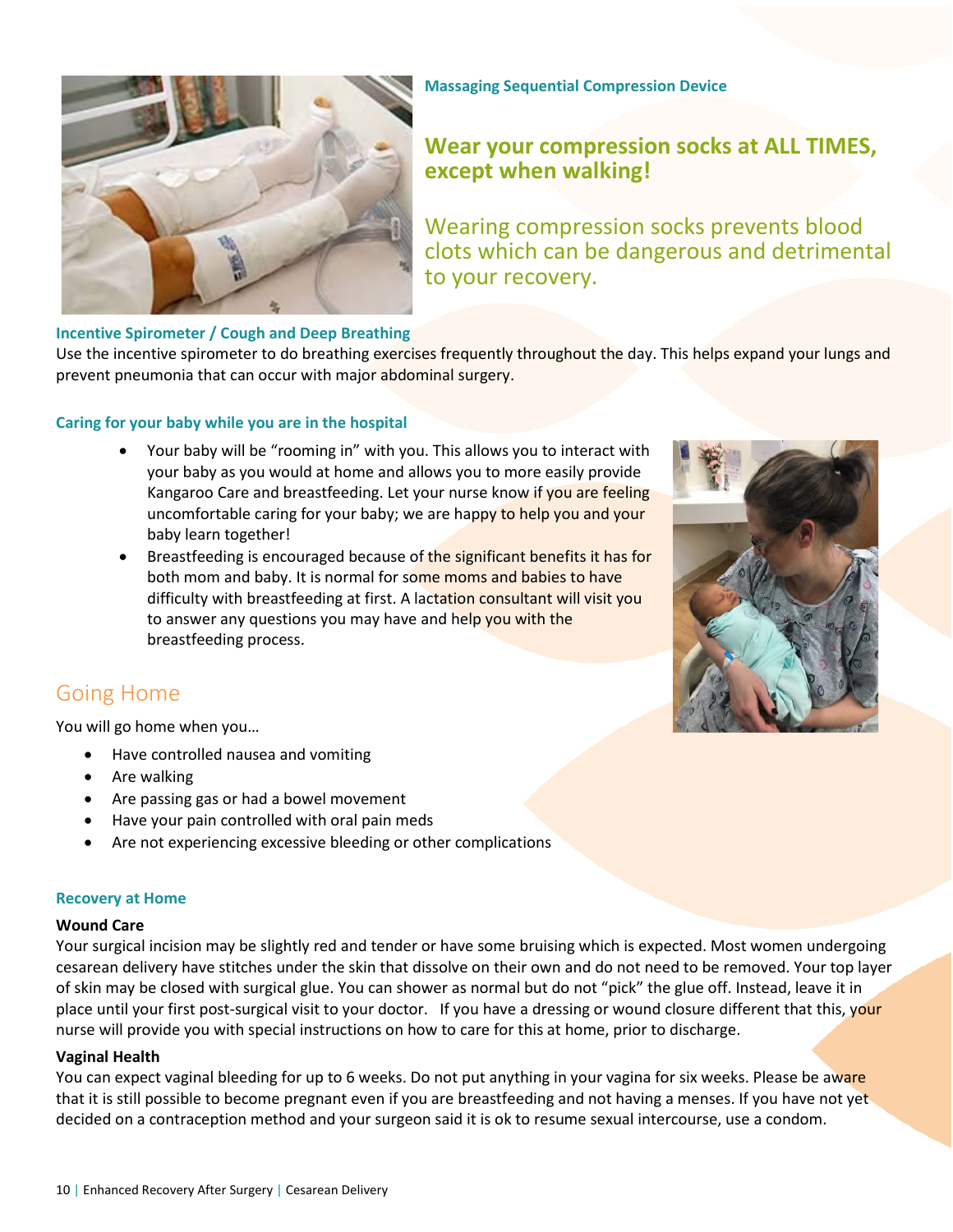### Massaging Sequential Compression Device

**Wear your compression socks at ALL TIMES, except when walking!**

Wearing compression socks prevents blood clots which can be dangerous and detrimental to your recovery.

### Incentive Spirometer / Cough and Deep Breathing

Use the incentive spirometer to do breathing exercises frequently throughout the day. This helps expand your lungs and prevent pneumonia that can occur with major abdominal surgery.

### Caring for your baby while you are in the hospital

- Your baby will be "rooming in" with you. This allows you to interact with your baby as you would at home and allows you to more easily provide Kangaroo Care and breastfeeding. Let your nurse know if you are feeling uncomfortable caring for your baby; we are happy to help you and your baby learn together!
- Breastfeeding is encouraged because of the significant benefits it has for both mom and baby. It is normal for some moms and babies to have difficulty with breastfeeding at first. A lactation consultant will visit you to answer any questions you may have and help you with the breastfeeding process.

## Going Home

You will go home when you…

- Have controlled nausea and vomiting
- Are walking
- Are passing gas or had a bowel movement
- Have your pain controlled with oral pain meds
- Are not experiencing excessive bleeding or other complications

### Recovery at Home

**Wound Care**

Your surgical incision may be slightly red and tender or have some bruising which is expected. Most women undergoing cesarean delivery have stitches under the skin that dissolve on their own and do not need to be removed. Your top layer of skin may be closed with surgical glue. You can shower as normal but do not "pick" the glue off. Instead, leave it in place until your first post-surgical visit to your doctor. If you have a dressing or wound closure different that this, your nurse will provide you with special instructions on how to care for this at home, prior to discharge.

**Vaginal Health**

You can expect vaginal bleeding for up to 6 weeks. Do not put anything in your vagina for six weeks. Please be aware that it is still possible to become pregnant even if you are breastfeeding and not having a menses. If you have not yet decided on a contraception method and your surgeon said it is ok to resume sexual intercourse, use a condom.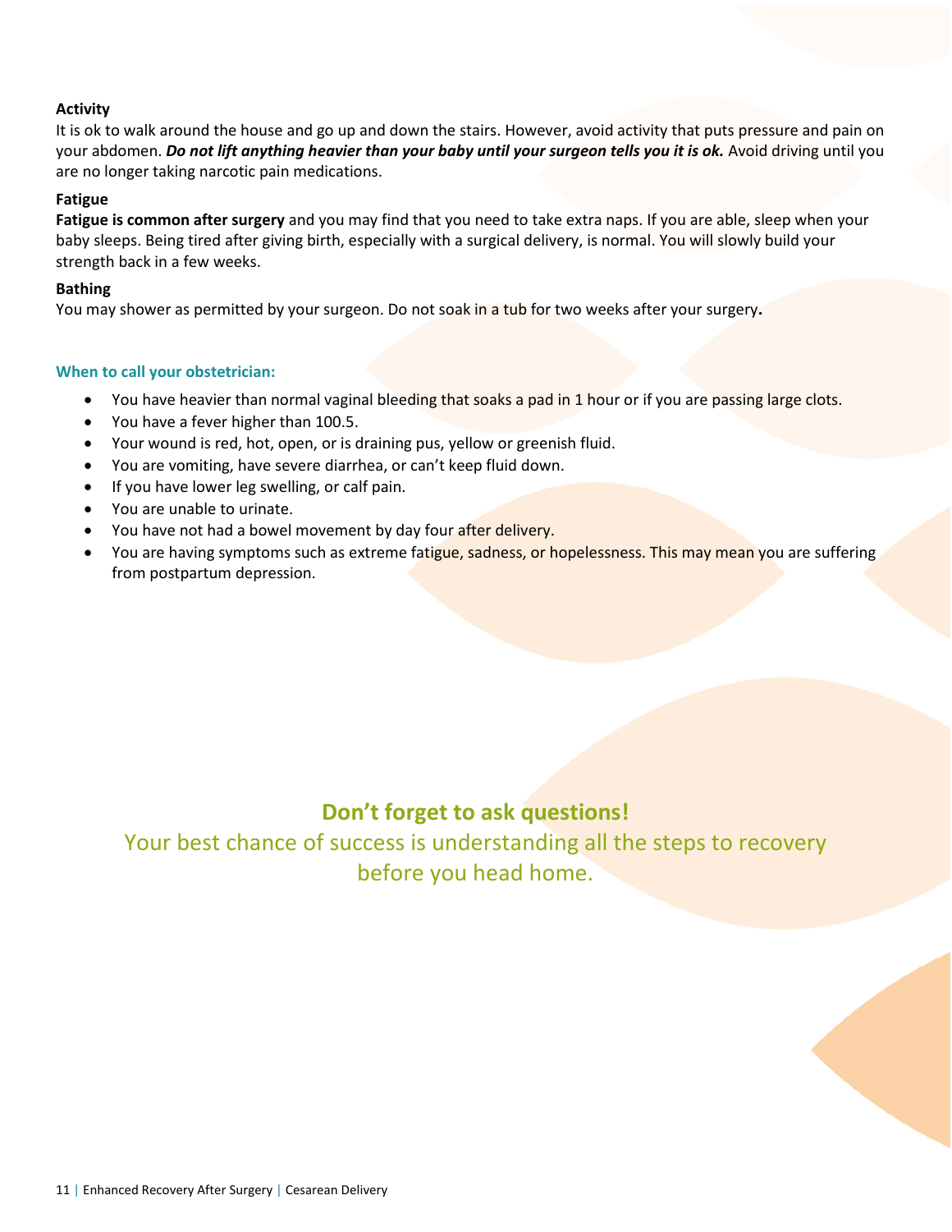### Activity

It is ok to walk around the house and go up and down the stairs. However, avoid activity that puts pressure and pain on your abdomen. ***Do not lift anything heavier than your baby until your surgeon tells you it is ok.*** Avoid driving until you are no longer taking narcotic pain medications.

### Fatigue

**Fatigue is common after surgery** and you may find that you need to take extra naps. If you are able, sleep when your baby sleeps. Being tired after giving birth, especially with a surgical delivery, is normal. You will slowly build your strength back in a few weeks.

### Bathing

You may shower as permitted by your surgeon. Do not soak in a tub for two weeks after your surgery.

### When to call your obstetrician:

- You have heavier than normal vaginal bleeding that soaks a pad in 1 hour or if you are passing large clots.
- You have a fever higher than 100.5.
- Your wound is red, hot, open, or is draining pus, yellow or greenish fluid.
- You are vomiting, have severe diarrhea, or can't keep fluid down.
- If you have lower leg swelling, or calf pain.
- You are unable to urinate.
- You have not had a bowel movement by day four after delivery.
- You are having symptoms such as extreme fatigue, sadness, or hopelessness. This may mean you are suffering from postpartum depression.

## Don't forget to ask questions!

Your best chance of success is understanding all the steps to recovery before you head home.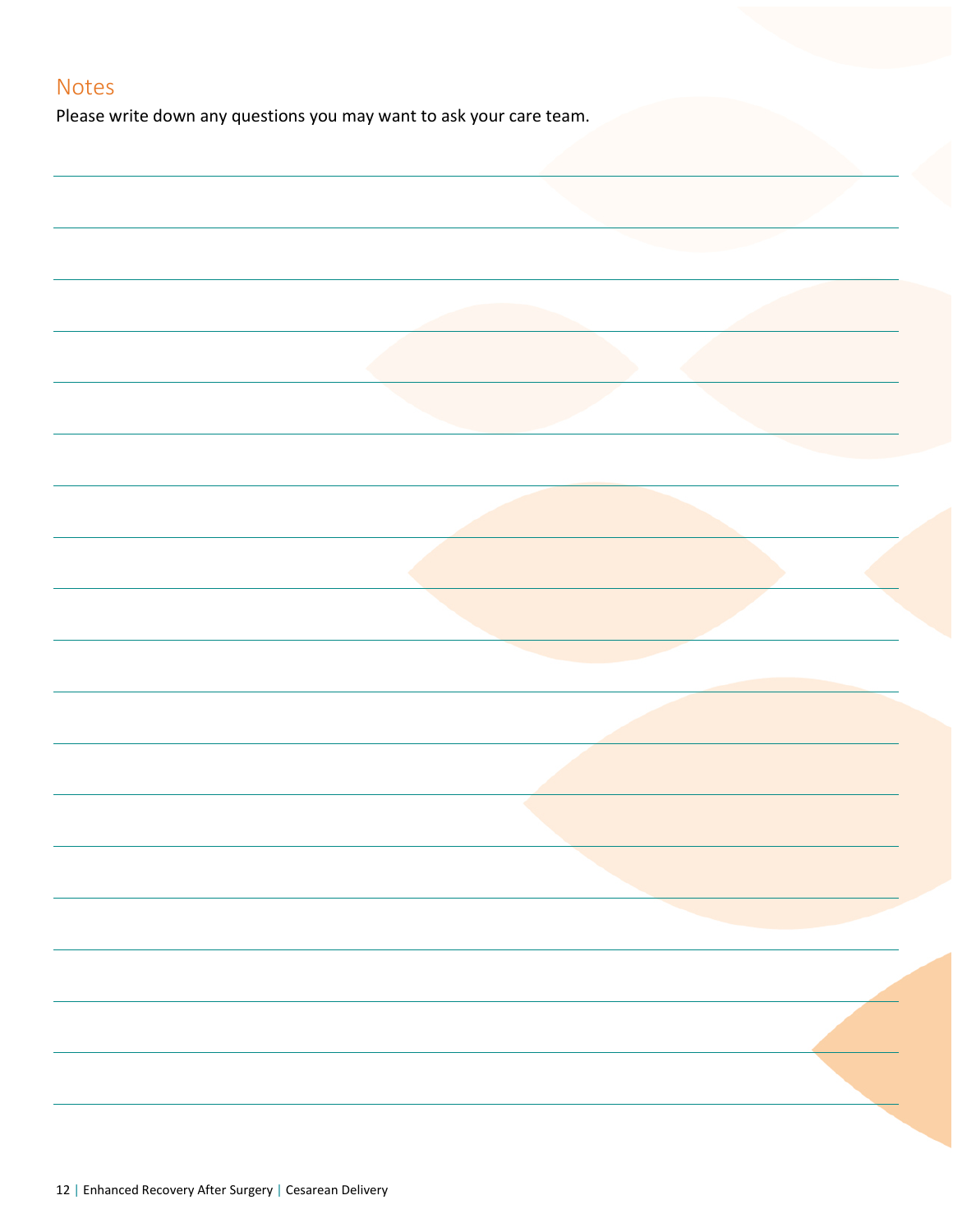## Notes

Please write down any questions you may want to ask your care team.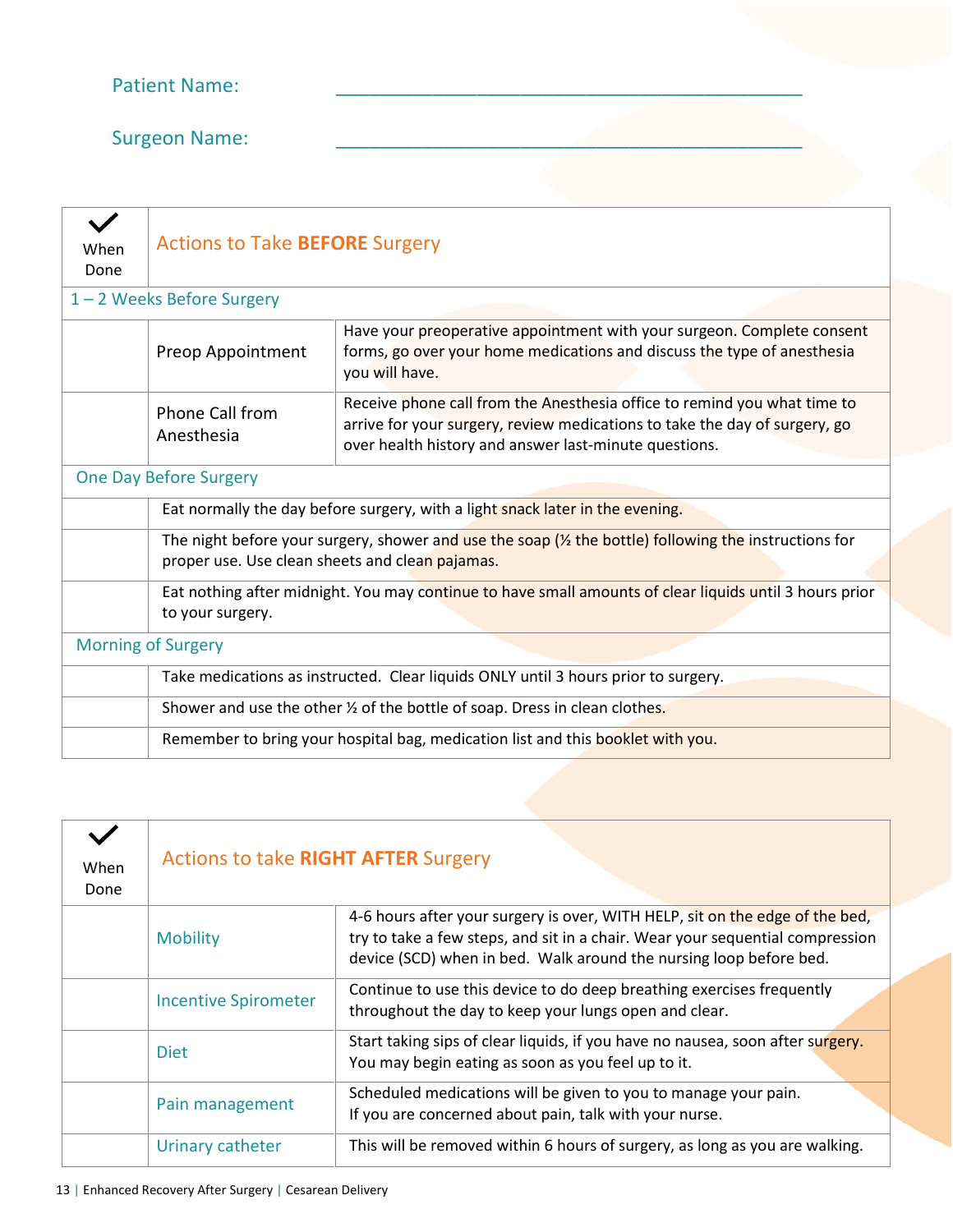Patient Name: ____________________________________________

Surgeon Name: ____________________________________________

| ✓ When Done | Actions to Take **BEFORE** Surgery | |
|---|---|---|
| **1 – 2 Weeks Before Surgery** | | |
| | Preop Appointment | Have your preoperative appointment with your surgeon. Complete consent forms, go over your home medications and discuss the type of anesthesia you will have. |
| | Phone Call from Anesthesia | Receive phone call from the Anesthesia office to remind you what time to arrive for your surgery, review medications to take the day of surgery, go over health history and answer last-minute questions. |
| **One Day Before Surgery** | | |
| | Eat normally the day before surgery, with a light snack later in the evening. | |
| | The night before your surgery, shower and use the soap (½ the bottle) following the instructions for proper use. Use clean sheets and clean pajamas. | |
| | Eat nothing after midnight. You may continue to have small amounts of clear liquids until 3 hours prior to your surgery. | |
| **Morning of Surgery** | | |
| | Take medications as instructed. Clear liquids ONLY until 3 hours prior to surgery. | |
| | Shower and use the other ½ of the bottle of soap. Dress in clean clothes. | |
| | Remember to bring your hospital bag, medication list and this booklet with you. | |

| ✓ When Done | Actions to take **RIGHT AFTER** Surgery | |
|---|---|---|
| | Mobility | 4-6 hours after your surgery is over, WITH HELP, sit on the edge of the bed, try to take a few steps, and sit in a chair. Wear your sequential compression device (SCD) when in bed. Walk around the nursing loop before bed. |
| | Incentive Spirometer | Continue to use this device to do deep breathing exercises frequently throughout the day to keep your lungs open and clear. |
| | Diet | Start taking sips of clear liquids, if you have no nausea, soon after surgery. You may begin eating as soon as you feel up to it. |
| | Pain management | Scheduled medications will be given to you to manage your pain. If you are concerned about pain, talk with your nurse. |
| | Urinary catheter | This will be removed within 6 hours of surgery, as long as you are walking. |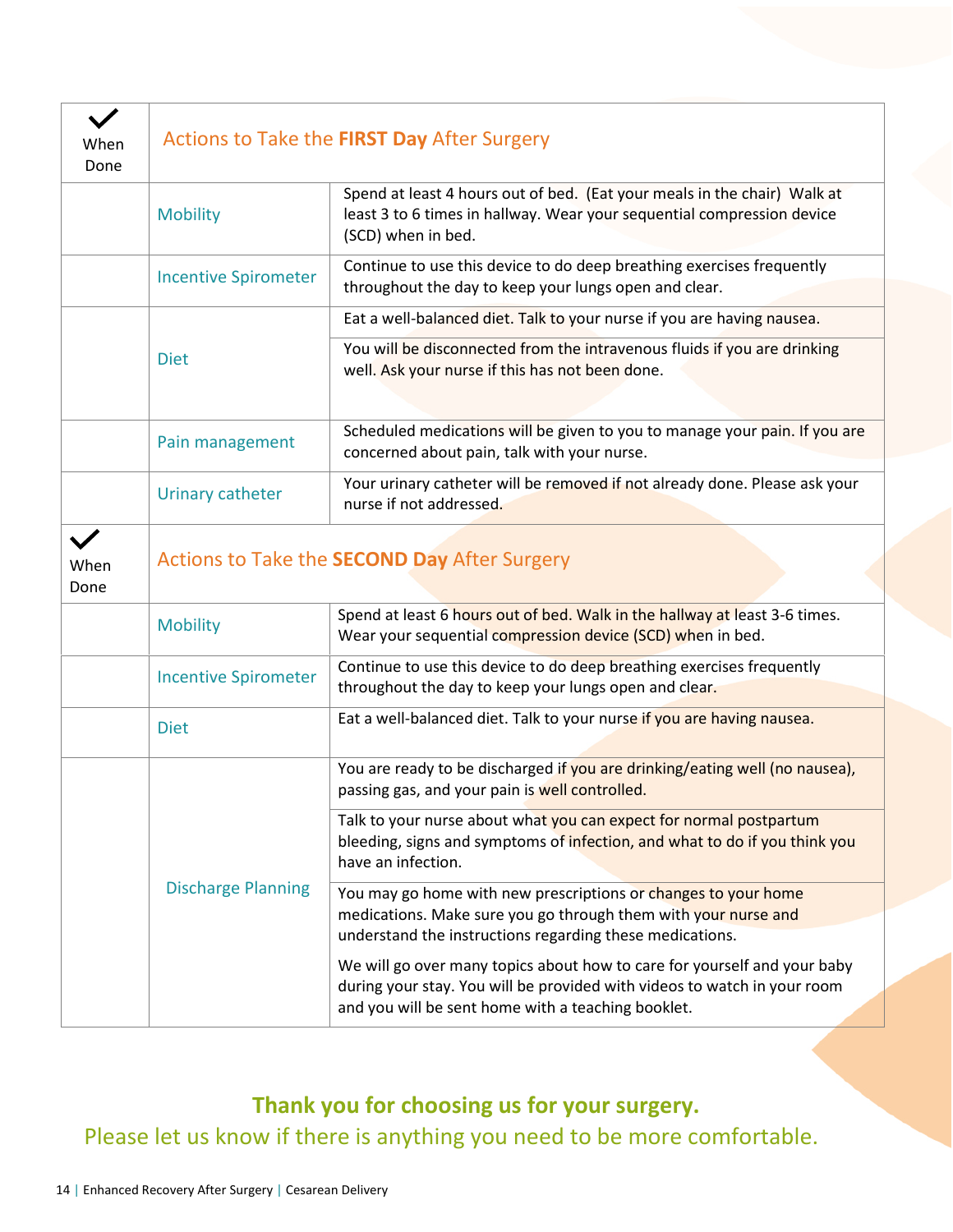| ✓ When Done | Actions to Take the **FIRST Day** After Surgery | |
|---|---|---|
| | Mobility | Spend at least 4 hours out of bed. (Eat your meals in the chair) Walk at least 3 to 6 times in hallway. Wear your sequential compression device (SCD) when in bed. |
| | Incentive Spirometer | Continue to use this device to do deep breathing exercises frequently throughout the day to keep your lungs open and clear. |
| | Diet | Eat a well-balanced diet. Talk to your nurse if you are having nausea. |
| | | You will be disconnected from the intravenous fluids if you are drinking well. Ask your nurse if this has not been done. |
| | Pain management | Scheduled medications will be given to you to manage your pain. If you are concerned about pain, talk with your nurse. |
| | Urinary catheter | Your urinary catheter will be removed if not already done. Please ask your nurse if not addressed. |
| ✓ When Done | Actions to Take the **SECOND Day** After Surgery | |
| | Mobility | Spend at least 6 hours out of bed. Walk in the hallway at least 3-6 times. Wear your sequential compression device (SCD) when in bed. |
| | Incentive Spirometer | Continue to use this device to do deep breathing exercises frequently throughout the day to keep your lungs open and clear. |
| | Diet | Eat a well-balanced diet. Talk to your nurse if you are having nausea. |
| | Discharge Planning | You are ready to be discharged if you are drinking/eating well (no nausea), passing gas, and your pain is well controlled. |
| | | Talk to your nurse about what you can expect for normal postpartum bleeding, signs and symptoms of infection, and what to do if you think you have an infection. |
| | | You may go home with new prescriptions or changes to your home medications. Make sure you go through them with your nurse and understand the instructions regarding these medications.<br><br>We will go over many topics about how to care for yourself and your baby during your stay. You will be provided with videos to watch in your room and you will be sent home with a teaching booklet. |

**Thank you for choosing us for your surgery.**

Please let us know if there is anything you need to be more comfortable.